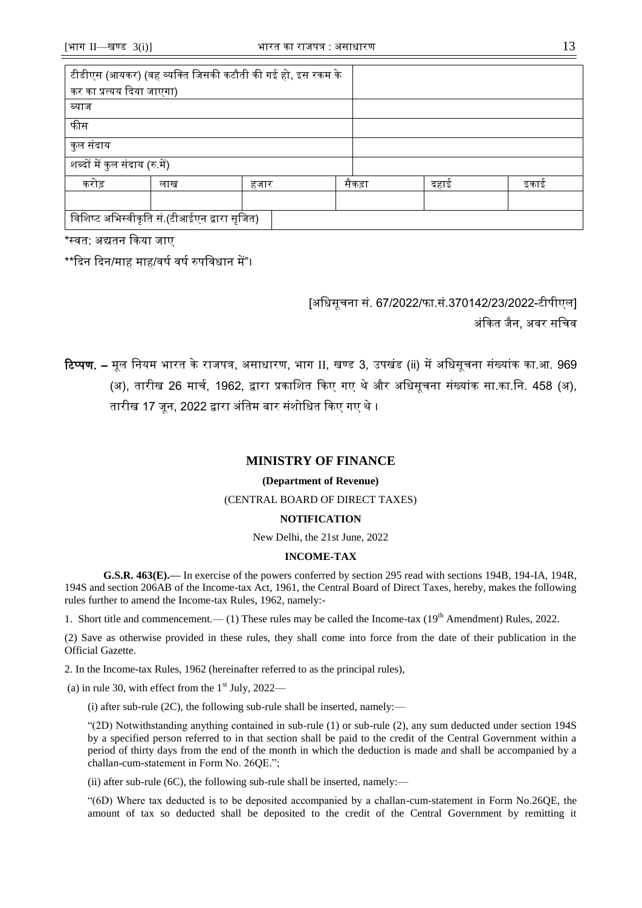| टीडीएस (आयकर) (वह व्यक्ति जिसकी कटौती की गई हो, इस रकम के कर का प्रत्यय दिया जाएगा) | | | | | |
|---|---|---|---|---|---|
| ब्याज | | | | | |
| फीस | | | | | |
| कुल संदाय | | | | | |
| शब्दों में कुल संदाय (रु.में) | | | | | |
| करोड़ | लाख | हजार | सैकड़ा | दहाई | इकाई |
| | | | | | |
| विशिष्ट अभिस्वीकृति सं.(टीआईएन द्वारा सृजित) | | | | | |

*स्वत: अद्यतन किया जाए

**दिन दिन/माह माह/वर्ष वर्ष रुपविधान में"।

[अधिसूचना सं. 67/2022/फा.सं.370142/23/2022-टीपीएल]

अंकित जैन, अवर सचिव

**टिप्पण. –** मूल नियम भारत के राजपत्र, असाधारण, भाग II, खण्ड 3, उपखंड (ii) में अधिसूचना संख्यांक का.आ. 969 (अ), तारीख 26 मार्च, 1962, द्वारा प्रकाशित किए गए थे और अधिसूचना संख्यांक सा.का.नि. 458 (अ), तारीख 17 जून, 2022 द्वारा अंतिम बार संशोधित किए गए थे ।

## MINISTRY OF FINANCE

**(Department of Revenue)**

(CENTRAL BOARD OF DIRECT TAXES)

**NOTIFICATION**

New Delhi, the 21st June, 2022

**INCOME-TAX**

**G.S.R. 463(E).—** In exercise of the powers conferred by section 295 read with sections 194B, 194-IA, 194R, 194S and section 206AB of the Income-tax Act, 1961, the Central Board of Direct Taxes, hereby, makes the following rules further to amend the Income-tax Rules, 1962, namely:-

1. Short title and commencement.— (1) These rules may be called the Income-tax (19th Amendment) Rules, 2022.

(2) Save as otherwise provided in these rules, they shall come into force from the date of their publication in the Official Gazette.

2. In the Income-tax Rules, 1962 (hereinafter referred to as the principal rules),

(a) in rule 30, with effect from the 1st July, 2022—

(i) after sub-rule (2C), the following sub-rule shall be inserted, namely:—

"(2D) Notwithstanding anything contained in sub-rule (1) or sub-rule (2), any sum deducted under section 194S by a specified person referred to in that section shall be paid to the credit of the Central Government within a period of thirty days from the end of the month in which the deduction is made and shall be accompanied by a challan-cum-statement in Form No. 26QE.";

(ii) after sub-rule (6C), the following sub-rule shall be inserted, namely:—

"(6D) Where tax deducted is to be deposited accompanied by a challan-cum-statement in Form No.26QE, the amount of tax so deducted shall be deposited to the credit of the Central Government by remitting it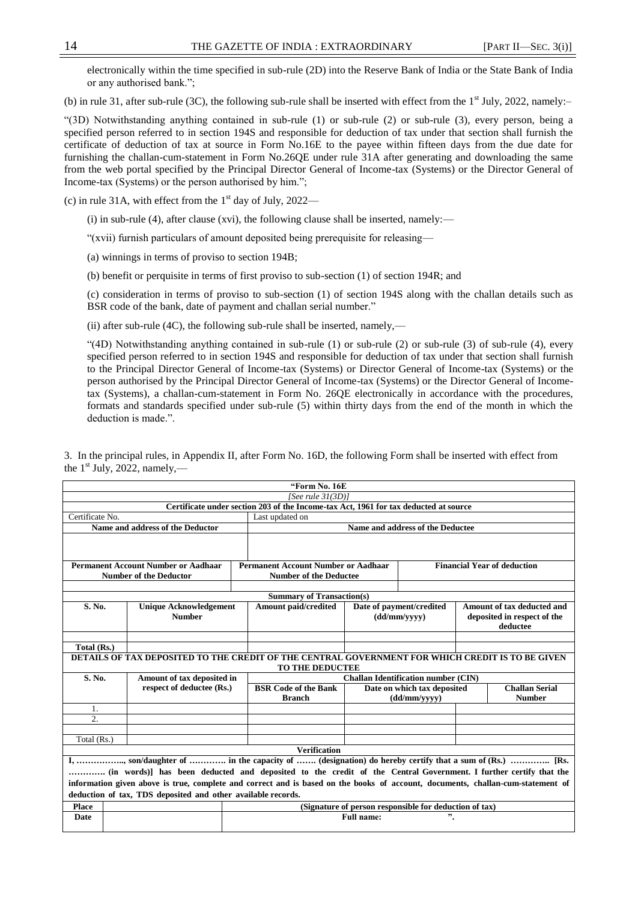electronically within the time specified in sub-rule (2D) into the Reserve Bank of India or the State Bank of India or any authorised bank.";

(b) in rule 31, after sub-rule (3C), the following sub-rule shall be inserted with effect from the 1st July, 2022, namely:–

"(3D) Notwithstanding anything contained in sub-rule (1) or sub-rule (2) or sub-rule (3), every person, being a specified person referred to in section 194S and responsible for deduction of tax under that section shall furnish the certificate of deduction of tax at source in Form No.16E to the payee within fifteen days from the due date for furnishing the challan-cum-statement in Form No.26QE under rule 31A after generating and downloading the same from the web portal specified by the Principal Director General of Income-tax (Systems) or the Director General of Income-tax (Systems) or the person authorised by him.";

(c) in rule 31A, with effect from the 1st day of July, 2022—

(i) in sub-rule (4), after clause (xvi), the following clause shall be inserted, namely:—

"(xvii) furnish particulars of amount deposited being prerequisite for releasing—

(a) winnings in terms of proviso to section 194B;

(b) benefit or perquisite in terms of first proviso to sub-section (1) of section 194R; and

(c) consideration in terms of proviso to sub-section (1) of section 194S along with the challan details such as BSR code of the bank, date of payment and challan serial number."

(ii) after sub-rule (4C), the following sub-rule shall be inserted, namely,—

"(4D) Notwithstanding anything contained in sub-rule (1) or sub-rule (2) or sub-rule (3) of sub-rule (4), every specified person referred to in section 194S and responsible for deduction of tax under that section shall furnish to the Principal Director General of Income-tax (Systems) or Director General of Income-tax (Systems) or the person authorised by the Principal Director General of Income-tax (Systems) or the Director General of Income-tax (Systems), a challan-cum-statement in Form No. 26QE electronically in accordance with the procedures, formats and standards specified under sub-rule (5) within thirty days from the end of the month in which the deduction is made.".

3. In the principal rules, in Appendix II, after Form No. 16D, the following Form shall be inserted with effect from the 1st July, 2022, namely,—

**"Form No. 16E**

*[See rule 31(3D)]*

**Certificate under section 203 of the Income-tax Act, 1961 for tax deducted at source**

| Certificate No. | | Last updated on | | |
|---|---|---|---|---|
| **Name and address of the Deductor** | | **Name and address of the Deductee** | | |
| | | | | |
| **Permanent Account Number or Aadhaar Number of the Deductor** | | **Permanent Account Number or Aadhaar Number of the Deductee** | | **Financial Year of deduction** |
| | | | | |

**Summary of Transaction(s)**

| S. No. | Unique Acknowledgement Number | Amount paid/credited | Date of payment/credited (dd/mm/yyyy) | Amount of tax deducted and deposited in respect of the deductee |
|---|---|---|---|---|
| | | | | |
| Total (Rs.) | | | | |

**DETAILS OF TAX DEPOSITED TO THE CREDIT OF THE CENTRAL GOVERNMENT FOR WHICH CREDIT IS TO BE GIVEN TO THE DEDUCTEE**

| S. No. | Amount of tax deposited in respect of deductee (Rs.) | Challan Identification number (CIN) | | |
|---|---|---|---|---|
| | | BSR Code of the Bank Branch | Date on which tax deposited (dd/mm/yyyy) | Challan Serial Number |
| 1. | | | | |
| 2. | | | | |
| | | | | |
| Total (Rs.) | | | | |

**Verification**

**I, …………….., son/daughter of …………. in the capacity of ……. (designation) do hereby certify that a sum of (Rs.) ………….. [Rs. …………. (in words)] has been deducted and deposited to the credit of the Central Government. I further certify that the information given above is true, complete and correct and is based on the books of account, documents, challan-cum-statement of deduction of tax, TDS deposited and other available records.**

| Place | | (Signature of person responsible for deduction of tax) |
|---|---|---|
| Date | | Full name: ". |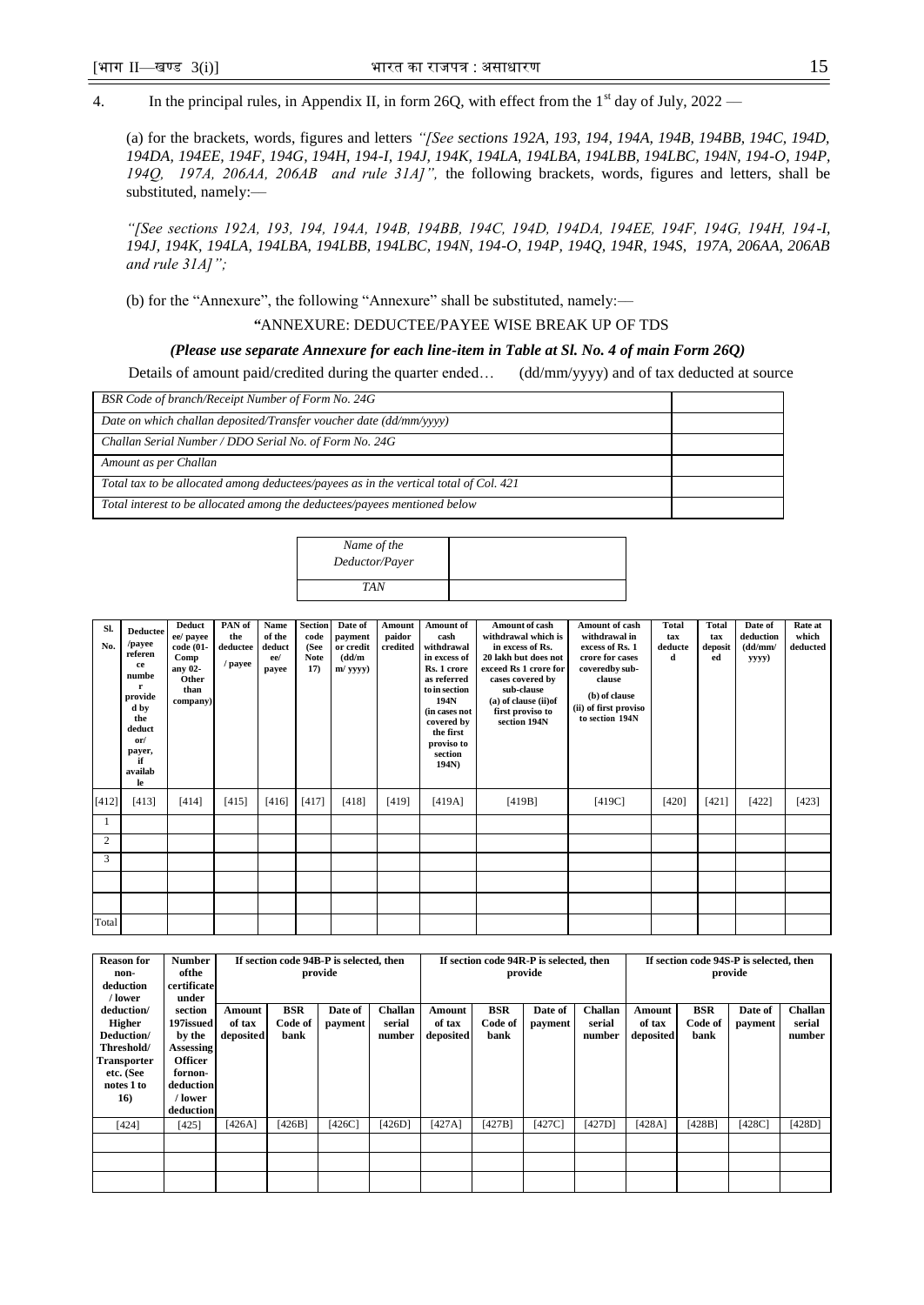4. In the principal rules, in Appendix II, in form 26Q, with effect from the 1st day of July, 2022 —

(a) for the brackets, words, figures and letters *"[See sections 192A, 193, 194, 194A, 194B, 194BB, 194C, 194D, 194DA, 194EE, 194F, 194G, 194H, 194-I, 194J, 194K, 194LA, 194LBA, 194LBB, 194LBC, 194N, 194-O, 194P, 194Q, 197A, 206AA, 206AB and rule 31A]",* the following brackets, words, figures and letters, shall be substituted, namely:—

*"[See sections 192A, 193, 194, 194A, 194B, 194BB, 194C, 194D, 194DA, 194EE, 194F, 194G, 194H, 194-I, 194J, 194K, 194LA, 194LBA, 194LBB, 194LBC, 194N, 194-O, 194P, 194Q, 194R, 194S, 197A, 206AA, 206AB and rule 31A]";*

(b) for the "Annexure", the following "Annexure" shall be substituted, namely:—

**"ANNEXURE: DEDUCTEE/PAYEE WISE BREAK UP OF TDS**

***(Please use separate Annexure for each line-item in Table at Sl. No. 4 of main Form 26Q)***

Details of amount paid/credited during the quarter ended… (dd/mm/yyyy) and of tax deducted at source

| | |
|---|---|
| *BSR Code of branch/Receipt Number of Form No. 24G* | |
| *Date on which challan deposited/Transfer voucher date (dd/mm/yyyy)* | |
| *Challan Serial Number / DDO Serial No. of Form No. 24G* | |
| *Amount as per Challan* | |
| *Total tax to be allocated among deductees/payees as in the vertical total of Col. 421* | |
| *Total interest to be allocated among the deductees/payees mentioned below* | |

| | |
|---|---|
| *Name of the Deductor/Payer* | |
| *TAN* | |

| Sl. No. | Deductee /payee reference number provided by the deductor/ payer, if available | Deductee/ payee code (01-Company 02-Other than company) | PAN of the deductee / payee | Name of the deductee/ payee | Section code (See Note 17) | Date of payment or credit (dd/mm/ yyyy) | Amount paidor credited | Amount of cash withdrawal in excess of Rs. 1 crore as referred to in section 194N (in cases not covered by the first proviso to section 194N) | Amount of cash withdrawal which is in excess of Rs. 20 lakh but does not exceed Rs 1 crore for cases covered by sub-clause (a) of clause (ii)of first proviso to section 194N | Amount of cash withdrawal in excess of Rs. 1 crore for cases coveredby sub-clause (b) of clause (ii) of first proviso to section 194N | Total tax deducted | Total tax deposited | Date of deduction (dd/mm/ yyyy) | Rate at which deducted |
|---|---|---|---|---|---|---|---|---|---|---|---|---|---|---|
| [412] | [413] | [414] | [415] | [416] | [417] | [418] | [419] | [419A] | [419B] | [419C] | [420] | [421] | [422] | [423] |
| 1 | | | | | | | | | | | | | | |
| 2 | | | | | | | | | | | | | | |
| 3 | | | | | | | | | | | | | | |
| | | | | | | | | | | | | | | |
| | | | | | | | | | | | | | | |
| Total | | | | | | | | | | | | | | |

| Reason for non-deduction / lower deduction/ Higher Deduction/ Threshold/ Transporter etc. (See notes 1 to 16) | Number ofthe certificate under section 197issued by the Assessing Officer fornon-deduction / lower deduction | If section code 94B-P is selected, then provide | | | | If section code 94R-P is selected, then provide | | | | If section code 94S-P is selected, then provide | | | |
|---|---|---|---|---|---|---|---|---|---|---|---|---|---|
| | | Amount of tax deposited | BSR Code of bank | Date of payment | Challan serial number | Amount of tax deposited | BSR Code of bank | Date of payment | Challan serial number | Amount of tax deposited | BSR Code of bank | Date of payment | Challan serial number |
| [424] | [425] | [426A] | [426B] | [426C] | [426D] | [427A] | [427B] | [427C] | [427D] | [428A] | [428B] | [428C] | [428D] |
| | | | | | | | | | | | | | |
| | | | | | | | | | | | | | |
| | | | | | | | | | | | | | |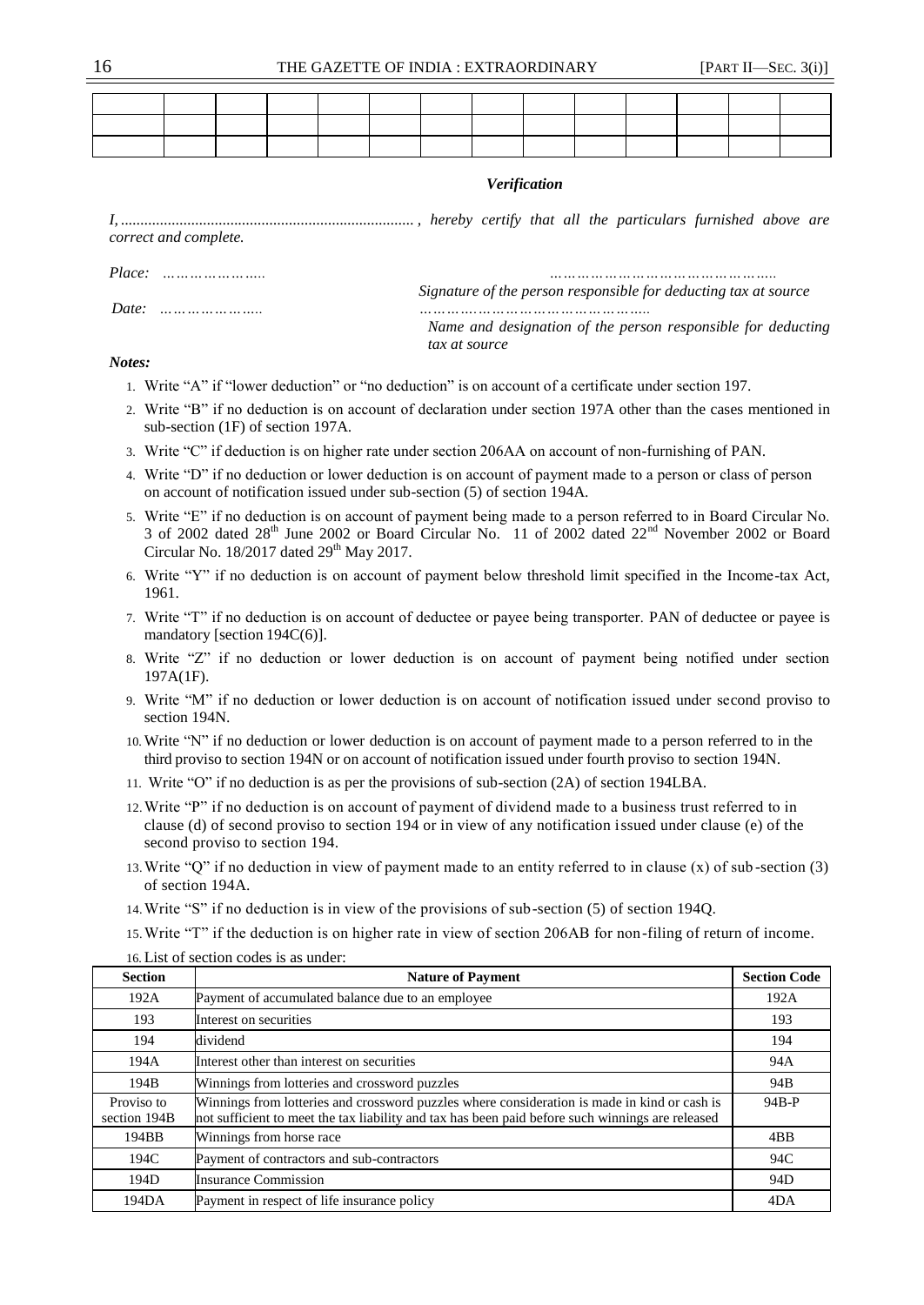|  |  |  |  |  |  |  |  |  |  |  |  |  |  |
|---|---|---|---|---|---|---|---|---|---|---|---|---|---|
|  |  |  |  |  |  |  |  |  |  |  |  |  |  |
|  |  |  |  |  |  |  |  |  |  |  |  |  |  |

### *Verification*

*I, ........................................................................ , hereby certify that all the particulars furnished above are correct and complete.*

*Place: …………………..* ……………………………………….

*Signature of the person responsible for deducting tax at source*

*Date: …………………..* ……………………………………….

*Name and designation of the person responsible for deducting tax at source*

***Notes:***

1. Write "A" if "lower deduction" or "no deduction" is on account of a certificate under section 197.
2. Write "B" if no deduction is on account of declaration under section 197A other than the cases mentioned in sub-section (1F) of section 197A.
3. Write "C" if deduction is on higher rate under section 206AA on account of non-furnishing of PAN.
4. Write "D" if no deduction or lower deduction is on account of payment made to a person or class of person on account of notification issued under sub-section (5) of section 194A.
5. Write "E" if no deduction is on account of payment being made to a person referred to in Board Circular No. 3 of 2002 dated 28th June 2002 or Board Circular No. 11 of 2002 dated 22nd November 2002 or Board Circular No. 18/2017 dated 29th May 2017.
6. Write "Y" if no deduction is on account of payment below threshold limit specified in the Income-tax Act, 1961.
7. Write "T" if no deduction is on account of deductee or payee being transporter. PAN of deductee or payee is mandatory [section 194C(6)].
8. Write "Z" if no deduction or lower deduction is on account of payment being notified under section 197A(1F).
9. Write "M" if no deduction or lower deduction is on account of notification issued under second proviso to section 194N.
10. Write "N" if no deduction or lower deduction is on account of payment made to a person referred to in the third proviso to section 194N or on account of notification issued under fourth proviso to section 194N.
11. Write "O" if no deduction is as per the provisions of sub-section (2A) of section 194LBA.
12. Write "P" if no deduction is on account of payment of dividend made to a business trust referred to in clause (d) of second proviso to section 194 or in view of any notification issued under clause (e) of the second proviso to section 194.
13. Write "Q" if no deduction in view of payment made to an entity referred to in clause (x) of sub-section (3) of section 194A.
14. Write "S" if no deduction is in view of the provisions of sub-section (5) of section 194Q.
15. Write "T" if the deduction is on higher rate in view of section 206AB for non-filing of return of income.
16. List of section codes is as under:

| Section | Nature of Payment | Section Code |
|---|---|---|
| 192A | Payment of accumulated balance due to an employee | 192A |
| 193 | Interest on securities | 193 |
| 194 | dividend | 194 |
| 194A | Interest other than interest on securities | 94A |
| 194B | Winnings from lotteries and crossword puzzles | 94B |
| Proviso to section 194B | Winnings from lotteries and crossword puzzles where consideration is made in kind or cash is not sufficient to meet the tax liability and tax has been paid before such winnings are released | 94B-P |
| 194BB | Winnings from horse race | 4BB |
| 194C | Payment of contractors and sub-contractors | 94C |
| 194D | Insurance Commission | 94D |
| 194DA | Payment in respect of life insurance policy | 4DA |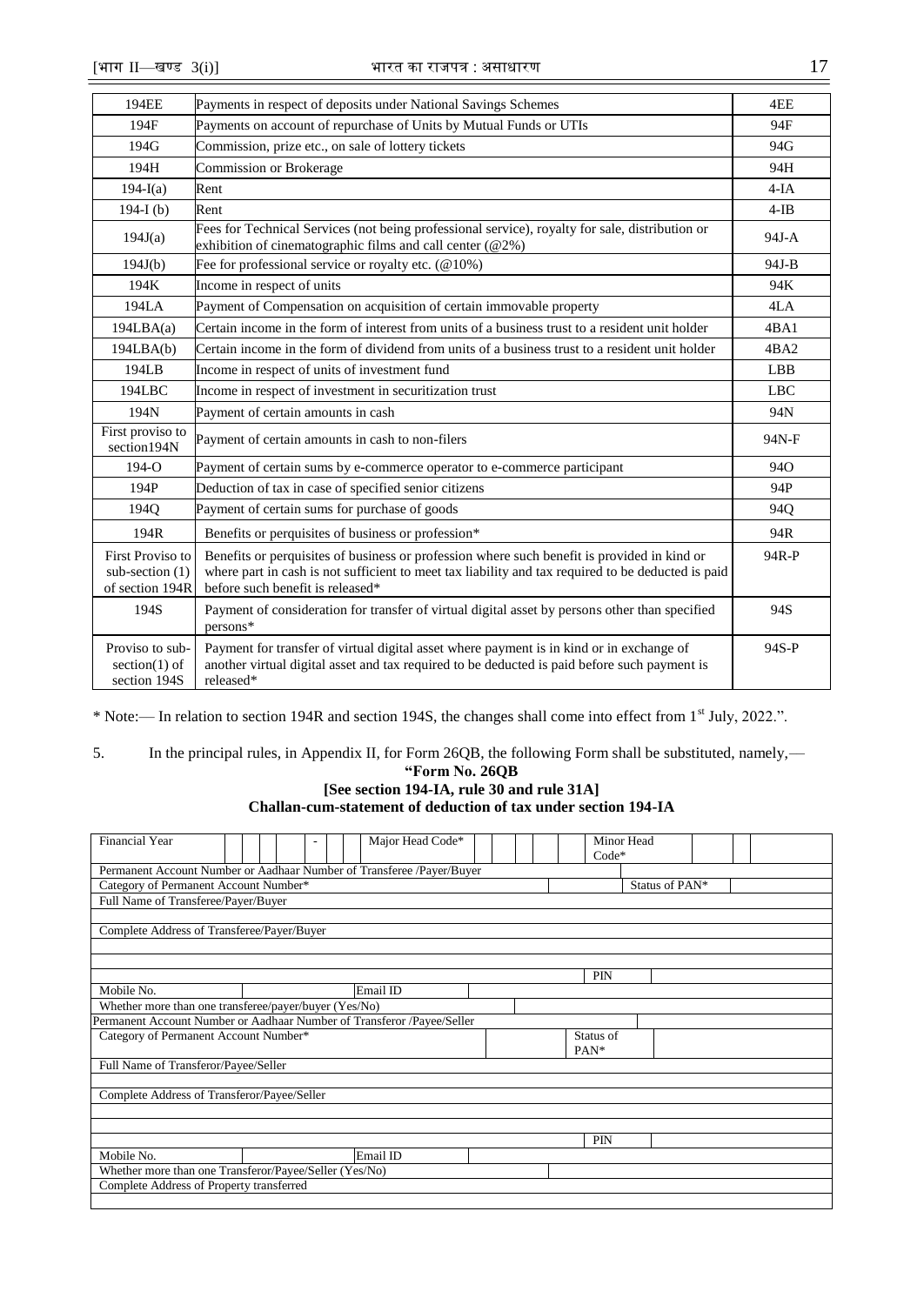| 194EE | Payments in respect of deposits under National Savings Schemes | 4EE |
|---|---|---|
| 194F | Payments on account of repurchase of Units by Mutual Funds or UTIs | 94F |
| 194G | Commission, prize etc., on sale of lottery tickets | 94G |
| 194H | Commission or Brokerage | 94H |
| 194-I(a) | Rent | 4-IA |
| 194-I (b) | Rent | 4-IB |
| 194J(a) | Fees for Technical Services (not being professional service), royalty for sale, distribution or exhibition of cinematographic films and call center (@2%) | 94J-A |
| 194J(b) | Fee for professional service or royalty etc. (@10%) | 94J-B |
| 194K | Income in respect of units | 94K |
| 194LA | Payment of Compensation on acquisition of certain immovable property | 4LA |
| 194LBA(a) | Certain income in the form of interest from units of a business trust to a resident unit holder | 4BA1 |
| 194LBA(b) | Certain income in the form of dividend from units of a business trust to a resident unit holder | 4BA2 |
| 194LB | Income in respect of units of investment fund | LBB |
| 194LBC | Income in respect of investment in securitization trust | LBC |
| 194N | Payment of certain amounts in cash | 94N |
| First proviso to section194N | Payment of certain amounts in cash to non-filers | 94N-F |
| 194-O | Payment of certain sums by e-commerce operator to e-commerce participant | 94O |
| 194P | Deduction of tax in case of specified senior citizens | 94P |
| 194Q | Payment of certain sums for purchase of goods | 94Q |
| 194R | Benefits or perquisites of business or profession* | 94R |
| First Proviso to sub-section (1) of section 194R | Benefits or perquisites of business or profession where such benefit is provided in kind or where part in cash is not sufficient to meet tax liability and tax required to be deducted is paid before such benefit is released* | 94R-P |
| 194S | Payment of consideration for transfer of virtual digital asset by persons other than specified persons* | 94S |
| Proviso to sub-section(1) of section 194S | Payment for transfer of virtual digital asset where payment is in kind or in exchange of another virtual digital asset and tax required to be deducted is paid before such payment is released* | 94S-P |

* Note:— In relation to section 194R and section 194S, the changes shall come into effect from 1st July, 2022.".

5. In the principal rules, in Appendix II, for Form 26QB, the following Form shall be substituted, namely,—

**"Form No. 26QB**
**[See section 194-IA, rule 30 and rule 31A]**
**Challan-cum-statement of deduction of tax under section 194-IA**

| Financial Year | - | Major Head Code* | | Minor Head Code* | |
|---|---|---|---|---|---|
| Permanent Account Number or Aadhaar Number of Transferee /Payer/Buyer | | | | | |
| Category of Permanent Account Number* | | | | Status of PAN* | |
| Full Name of Transferee/Payer/Buyer | | | | | |
| | | | | | |
| Complete Address of Transferee/Payer/Buyer | | | | | |
| | | | | | |
| | | | | | |
| | | | | PIN | |
| Mobile No. | | Email ID | | | |
| Whether more than one transferee/payer/buyer (Yes/No) | | | | | |
| Permanent Account Number or Aadhaar Number of Transferor /Payee/Seller | | | | | |
| Category of Permanent Account Number* | | | | Status of PAN* | |
| Full Name of Transferor/Payee/Seller | | | | | |
| | | | | | |
| Complete Address of Transferor/Payee/Seller | | | | | |
| | | | | | |
| | | | | | |
| | | | | PIN | |
| Mobile No. | | Email ID | | | |
| Whether more than one Transferor/Payee/Seller (Yes/No) | | | | | |
| Complete Address of Property transferred | | | | | |
| | | | | | |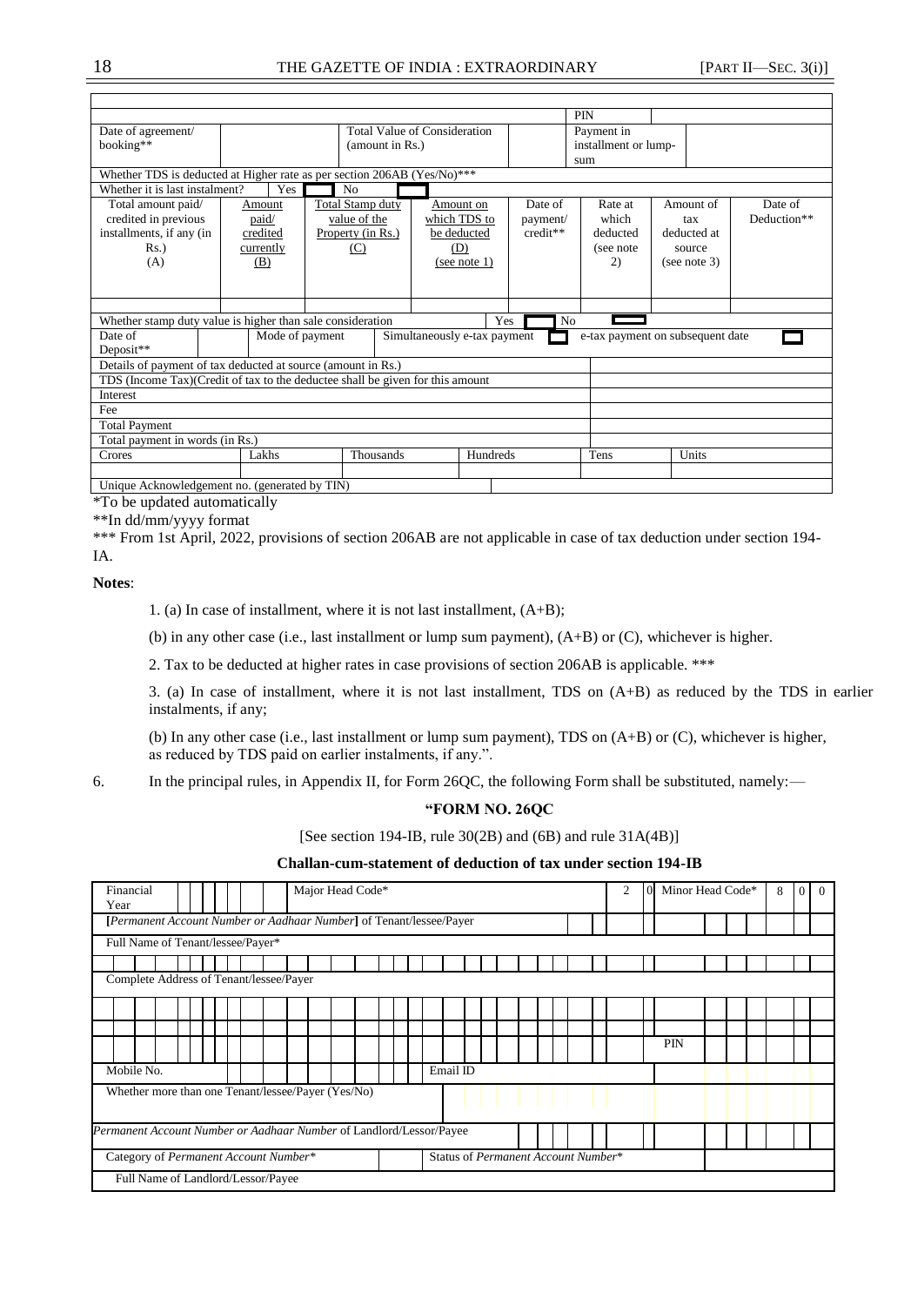| | | | | | | | | | |
|---|---|---|---|---|---|---|---|---|---|
| | | | | | | | PIN | | |
| Date of agreement/ booking** | | | Total Value of Consideration (amount in Rs.) | | | | Payment in installment or lump-sum | | |
| Whether TDS is deducted at Higher rate as per section 206AB (Yes/No)*** | | | | | | | | | |
| Whether it is last instalment? | Yes | | No | | | | | | |
| Total amount paid/ credited in previous installments, if any (in Rs.) (A) | Amount paid/ credited currently (B) | | Total Stamp duty value of the Property (in Rs.) (C) | Amount on which TDS to be deducted (D) (see note 1) | Date of payment/ credit** | | Rate at which deducted (see note 2) | Amount of tax deducted at source (see note 3) | Date of Deduction** |
| | | | | | | | | | |
| Whether stamp duty value is higher than sale consideration | | | | Yes | | No | | | |
| Date of Deposit** | | Mode of payment | | Simultaneously e-tax payment | | | e-tax payment on subsequent date | | |
| Details of payment of tax deducted at source (amount in Rs.) | | | | | | | | | |
| TDS (Income Tax)(Credit of tax to the deductee shall be given for this amount | | | | | | | | | |
| Interest | | | | | | | | | |
| Fee | | | | | | | | | |
| Total Payment | | | | | | | | | |
| Total payment in words (in Rs.) | | | | | | | | | |
| Crores | Lakhs | | Thousands | Hundreds | | | Tens | Units | |
| | | | | | | | | | |
| Unique Acknowledgement no. (generated by TIN) | | | | | | | | | |

*To be updated automatically

**In dd/mm/yyyy format

*** From 1st April, 2022, provisions of section 206AB are not applicable in case of tax deduction under section 194-IA.

**Notes**:

1. (a) In case of installment, where it is not last installment, (A+B);

(b) in any other case (i.e., last installment or lump sum payment), (A+B) or (C), whichever is higher.

2. Tax to be deducted at higher rates in case provisions of section 206AB is applicable. ***

3. (a) In case of installment, where it is not last installment, TDS on (A+B) as reduced by the TDS in earlier instalments, if any;

(b) In any other case (i.e., last installment or lump sum payment), TDS on (A+B) or (C), whichever is higher, as reduced by TDS paid on earlier instalments, if any.".

6. In the principal rules, in Appendix II, for Form 26QC, the following Form shall be substituted, namely:—

## "FORM NO. 26QC

[See section 194-IB, rule 30(2B) and (6B) and rule 31A(4B)]

### Challan-cum-statement of deduction of tax under section 194-IB

| | | | | |
|---|---|---|---|---|
| Financial Year | | Major Head Code* | 2 0 | Minor Head Code* 8 0 0 |
| [*Permanent Account Number or Aadhaar Number*] of Tenant/lessee/Payer | | | | |
| Full Name of Tenant/lessee/Payer* | | | | |
| | | | | |
| Complete Address of Tenant/lessee/Payer | | | | |
| | | | | |
| | | | | |
| | | | | PIN |
| Mobile No. | | Email ID | | |
| Whether more than one Tenant/lessee/Payer (Yes/No) | | | | |
| *Permanent Account Number or Aadhaar Number* of Landlord/Lessor/Payee | | | | |
| Category of *Permanent Account Number** | | Status of *Permanent Account Number** | | |
| Full Name of Landlord/Lessor/Payee | | | | |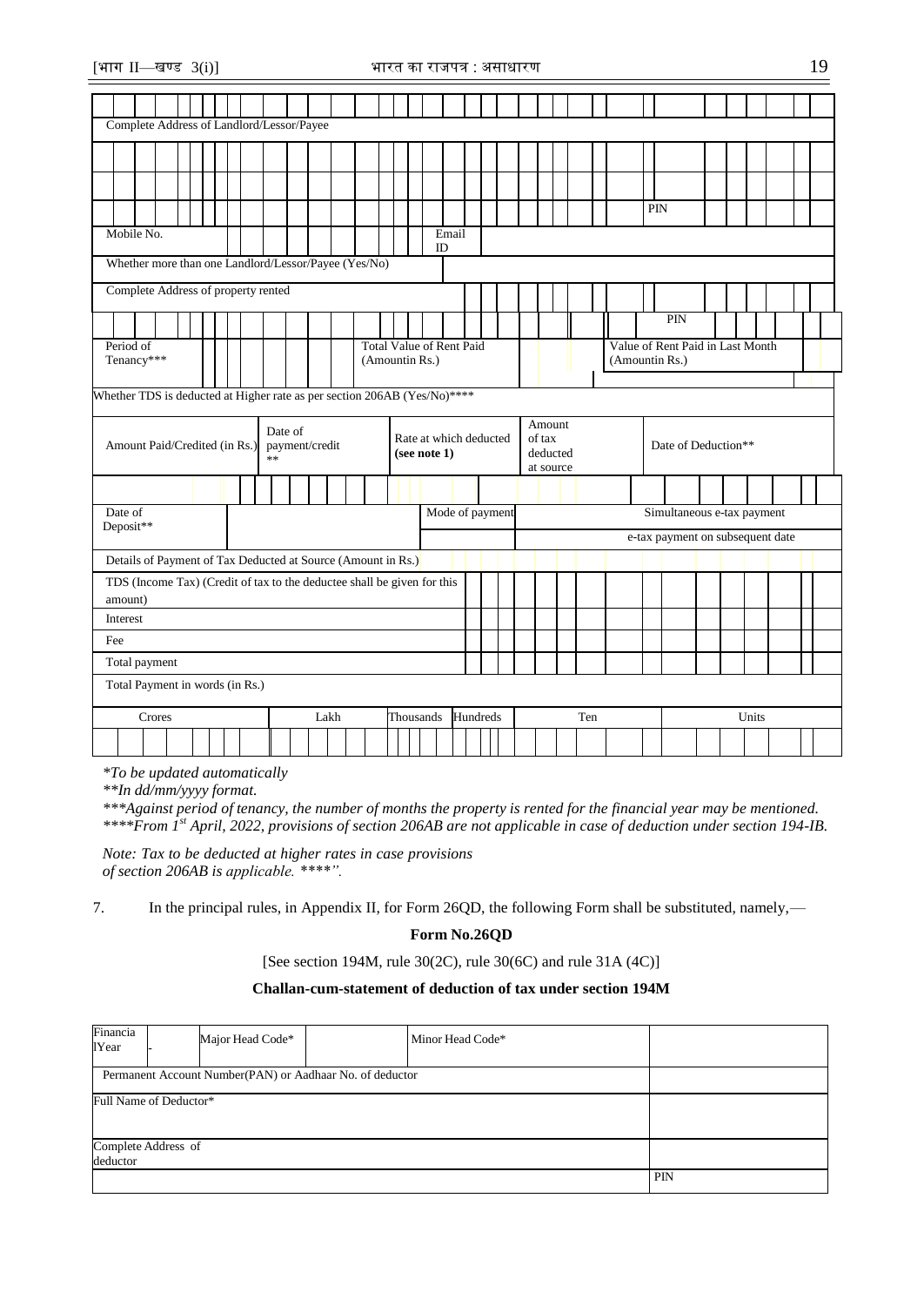| Complete Address of Landlord/Lessor/Payee | | |
|---|---|---|
| | | |
| | | |
| | | PIN |
| Mobile No. | Email ID | |
| Whether more than one Landlord/Lessor/Payee (Yes/No) | | |
| Complete Address of property rented | | |
| | | PIN |
| Period of Tenancy*** | Total Value of Rent Paid (Amountin Rs.) | Value of Rent Paid in Last Month (Amountin Rs.) |

| Whether TDS is deducted at Higher rate as per section 206AB (Yes/No)**** | | | | |
|---|---|---|---|---|
| Amount Paid/Credited (in Rs.) | Date of payment/credit ** | Rate at which deducted **(see note 1)** | Amount of tax deducted at source | Date of Deduction** |
| | | | | |
| Date of Deposit** | | Mode of payment | Simultaneous e-tax payment | |
| | | | e-tax payment on subsequent date | |

| Details of Payment of Tax Deducted at Source (Amount in Rs.) | |
|---|---|
| TDS (Income Tax) (Credit of tax to the deductee shall be given for this amount) | |
| Interest | |
| Fee | |
| Total payment | |
| Total Payment in words (in Rs.) | |

| Crores | Lakh | Thousands | Hundreds | Ten | Units |
|---|---|---|---|---|---|
| | | | | | |

**To be updated automatically*

***In dd/mm/yyyy format.*

****Against period of tenancy, the number of months the property is rented for the financial year may be mentioned.*

*****From 1st April, 2022, provisions of section 206AB are not applicable in case of deduction under section 194-IB.*

*Note: Tax to be deducted at higher rates in case provisions of section 206AB is applicable. ****''.*

7. In the principal rules, in Appendix II, for Form 26QD, the following Form shall be substituted, namely,—

## Form No.26QD

[See section 194M, rule 30(2C), rule 30(6C) and rule 31A (4C)]

### Challan-cum-statement of deduction of tax under section 194M

| Financial Year | - | Major Head Code* | | Minor Head Code* | |
|---|---|---|---|---|---|
| Permanent Account Number(PAN) or Aadhaar No. of deductor | | | | | |
| Full Name of Deductor* | | | | | |
| Complete Address of deductor | | | | | |
| | | | | | PIN |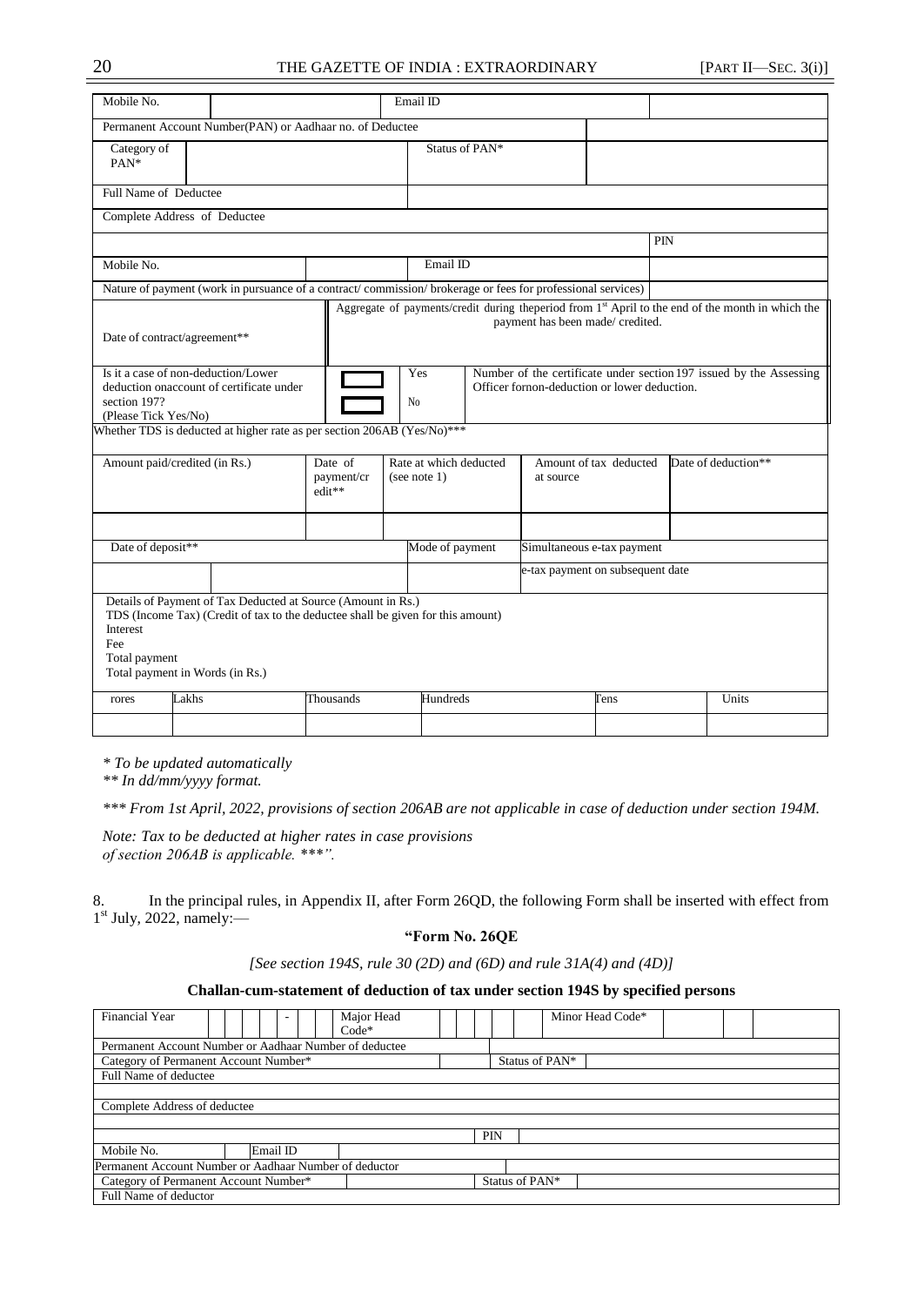| Mobile No. | | Email ID | |
|---|---|---|---|
| Permanent Account Number(PAN) or Aadhaar no. of Deductee | | | |
| Category of PAN* | | Status of PAN* | |
| Full Name of Deductee | | | |
| Complete Address of Deductee | | | |
| | | PIN | |
| Mobile No. | | Email ID | |
| Nature of payment (work in pursuance of a contract/ commission/ brokerage or fees for professional services) | | | |
| Date of contract/agreement** | | Aggregate of payments/credit during theperiod from 1st April to the end of the month in which the payment has been made/ credited. | |
| Is it a case of non-deduction/Lower deduction onaccount of certificate under section 197? (Please Tick Yes/No) | ☐ Yes ☐ No | Number of the certificate under section 197 issued by the Assessing Officer fornon-deduction or lower deduction. | |
| Whether TDS is deducted at higher rate as per section 206AB (Yes/No)*** | | | |

| Amount paid/credited (in Rs.) | Date of payment/credit** | Rate at which deducted (see note 1) | Amount of tax deducted at source | Date of deduction** |
|---|---|---|---|---|
| | | | | |

| Date of deposit** | | Mode of payment | Simultaneous e-tax payment |
|---|---|---|---|
| | | | e-tax payment on subsequent date |

Details of Payment of Tax Deducted at Source (Amount in Rs.)
TDS (Income Tax) (Credit of tax to the deductee shall be given for this amount)
Interest
Fee
Total payment
Total payment in Words (in Rs.)

| rores | Lakhs | Thousands | Hundreds | Tens | Units |
|---|---|---|---|---|---|
| | | | | | |

*\* To be updated automatically*
*\*\* In dd/mm/yyyy format.*

*\*\*\* From 1st April, 2022, provisions of section 206AB are not applicable in case of deduction under section 194M.*

*Note: Tax to be deducted at higher rates in case provisions of section 206AB is applicable. \*\*\*".*

8. In the principal rules, in Appendix II, after Form 26QD, the following Form shall be inserted with effect from 1st July, 2022, namely:—

**"Form No. 26QE**

*[See section 194S, rule 30 (2D) and (6D) and rule 31A(4) and (4D)]*

**Challan-cum-statement of deduction of tax under section 194S by specified persons**

| Financial Year | - | Major Head Code* | | Minor Head Code* | |
|---|---|---|---|---|---|
| Permanent Account Number or Aadhaar Number of deductee | | | | | |
| Category of Permanent Account Number* | | | Status of PAN* | | |
| Full Name of deductee | | | | | |
| | | | | | |
| Complete Address of deductee | | | | | |
| | | | | | |
| | | | PIN | | |
| Mobile No. | Email ID | | | | |
| Permanent Account Number or Aadhaar Number of deductor | | | | | |
| Category of Permanent Account Number* | | | Status of PAN* | | |
| Full Name of deductor | | | | | |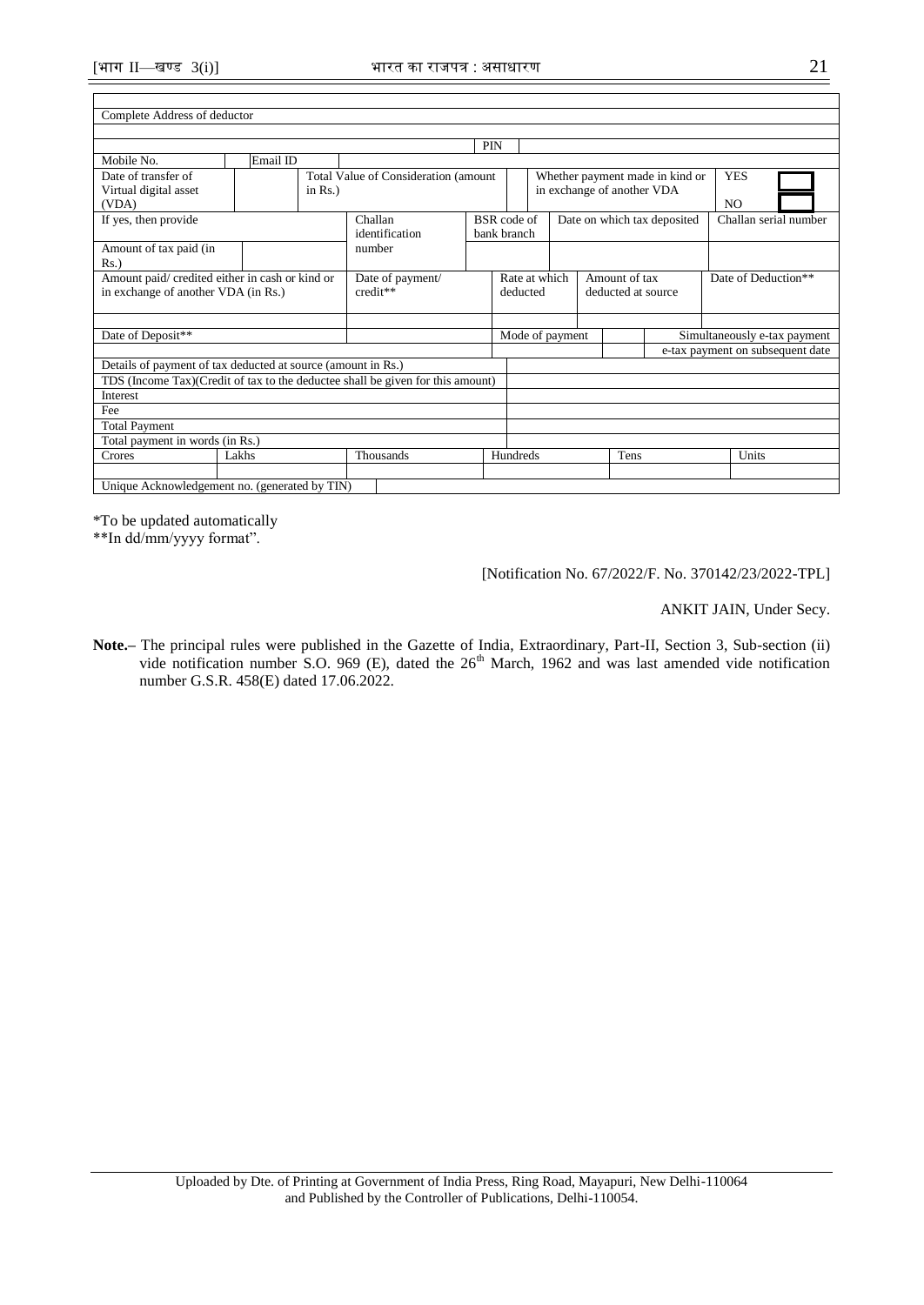| | | | | | | | | | | | |
|---|---|---|---|---|---|---|---|---|---|---|---|
| Complete Address of deductor | | | | | | | | | | | |
| | | | | | | | | | | | |
| | | | | PIN | | | | | | | |
| Mobile No. | Email ID | | | | | | | | | | |
| Date of transfer of Virtual digital asset (VDA) | | Total Value of Consideration (amount in Rs.) | | | | Whether payment made in kind or in exchange of another VDA | | | | YES / NO | |
| If yes, then provide | | | Challan identification number | BSR code of bank branch | | Date on which tax deposited | | | | Challan serial number | |
| Amount of tax paid (in Rs.) | | | | | | | | | | | |
| Amount paid/ credited either in cash or kind or in exchange of another VDA (in Rs.) | | | Date of payment/ credit** | | Rate at which deducted | | Amount of tax deducted at source | | | Date of Deduction** | |
| | | | | | | | | | | | |
| Date of Deposit** | | | | | Mode of payment | | | | | Simultaneously e-tax payment | |
| | | | | | | | | | | e-tax payment on subsequent date | |
| Details of payment of tax deducted at source (amount in Rs.) | | | | | | | | | | | |
| TDS (Income Tax)(Credit of tax to the deductee shall be given for this amount) | | | | | | | | | | | |
| Interest | | | | | | | | | | | |
| Fee | | | | | | | | | | | |
| Total Payment | | | | | | | | | | | |
| Total payment in words (in Rs.) | | | | | | | | | | | |
| Crores | Lakhs | | Thousands | | Hundreds | | Tens | | | Units | |
| | | | | | | | | | | | |
| Unique Acknowledgement no. (generated by TIN) | | | | | | | | | | | |

*To be updated automatically

**In dd/mm/yyyy format".

[Notification No. 67/2022/F. No. 370142/23/2022-TPL]

ANKIT JAIN, Under Secy.

**Note.–** The principal rules were published in the Gazette of India, Extraordinary, Part-II, Section 3, Sub-section (ii) vide notification number S.O. 969 (E), dated the 26th March, 1962 and was last amended vide notification number G.S.R. 458(E) dated 17.06.2022.

Uploaded by Dte. of Printing at Government of India Press, Ring Road, Mayapuri, New Delhi-110064 and Published by the Controller of Publications, Delhi-110054.